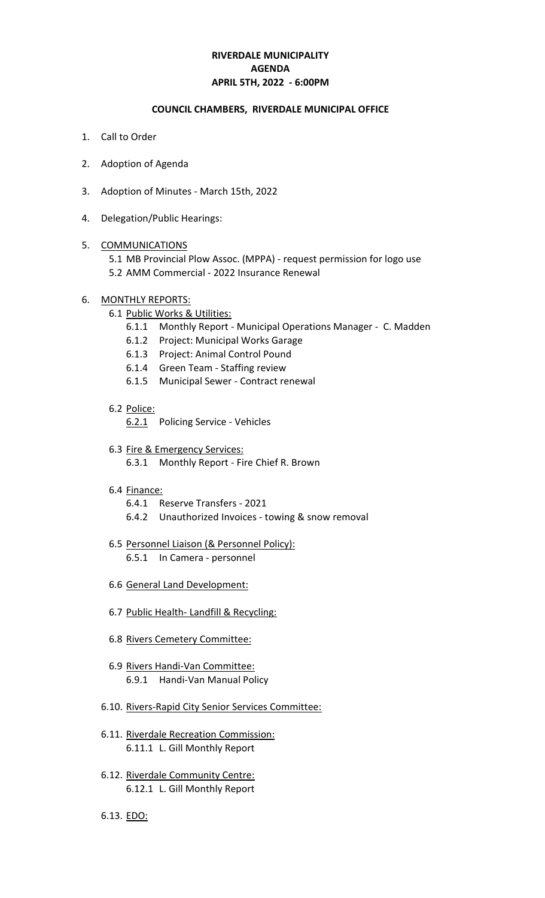**RIVERDALE MUNICIPALITY**
**AGENDA**
**APRIL 5TH, 2022 - 6:00PM**

**COUNCIL CHAMBERS, RIVERDALE MUNICIPAL OFFICE**

1. Call to Order

2. Adoption of Agenda

3. Adoption of Minutes - March 15th, 2022

4. Delegation/Public Hearings:

5. COMMUNICATIONS
   - 5.1 MB Provincial Plow Assoc. (MPPA) - request permission for logo use
   - 5.2 AMM Commercial - 2022 Insurance Renewal

6. MONTHLY REPORTS:
   - 6.1 Public Works & Utilities:
     - 6.1.1 Monthly Report - Municipal Operations Manager - C. Madden
     - 6.1.2 Project: Municipal Works Garage
     - 6.1.3 Project: Animal Control Pound
     - 6.1.4 Green Team - Staffing review
     - 6.1.5 Municipal Sewer - Contract renewal
   - 6.2 Police:
     - 6.2.1 Policing Service - Vehicles
   - 6.3 Fire & Emergency Services:
     - 6.3.1 Monthly Report - Fire Chief R. Brown
   - 6.4 Finance:
     - 6.4.1 Reserve Transfers - 2021
     - 6.4.2 Unauthorized Invoices - towing & snow removal
   - 6.5 Personnel Liaison (& Personnel Policy):
     - 6.5.1 In Camera - personnel
   - 6.6 General Land Development:
   - 6.7 Public Health- Landfill & Recycling:
   - 6.8 Rivers Cemetery Committee:
   - 6.9 Rivers Handi-Van Committee:
     - 6.9.1 Handi-Van Manual Policy
   - 6.10. Rivers-Rapid City Senior Services Committee:
   - 6.11. Riverdale Recreation Commission:
     - 6.11.1 L. Gill Monthly Report
   - 6.12. Riverdale Community Centre:
     - 6.12.1 L. Gill Monthly Report
   - 6.13. EDO: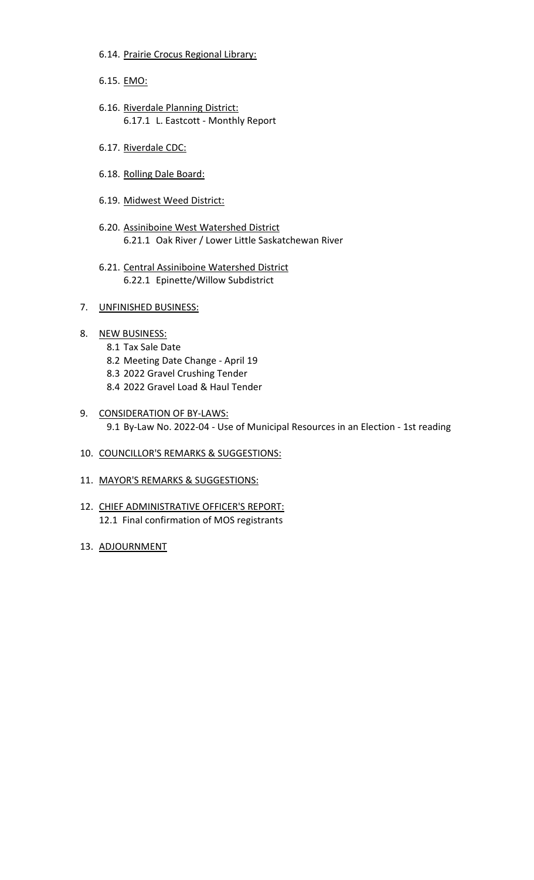6.14. Prairie Crocus Regional Library:

6.15. EMO:

6.16. Riverdale Planning District:
    6.17.1 L. Eastcott - Monthly Report

6.17. Riverdale CDC:

6.18. Rolling Dale Board:

6.19. Midwest Weed District:

6.20. Assiniboine West Watershed District
    6.21.1 Oak River / Lower Little Saskatchewan River

6.21. Central Assiniboine Watershed District
    6.22.1 Epinette/Willow Subdistrict

7. UNFINISHED BUSINESS:

8. NEW BUSINESS:
   - 8.1 Tax Sale Date
   - 8.2 Meeting Date Change - April 19
   - 8.3 2022 Gravel Crushing Tender
   - 8.4 2022 Gravel Load & Haul Tender

9. CONSIDERATION OF BY-LAWS:
   - 9.1 By-Law No. 2022-04 - Use of Municipal Resources in an Election - 1st reading

10. COUNCILLOR'S REMARKS & SUGGESTIONS:

11. MAYOR'S REMARKS & SUGGESTIONS:

12. CHIEF ADMINISTRATIVE OFFICER'S REPORT:
    - 12.1 Final confirmation of MOS registrants

13. ADJOURNMENT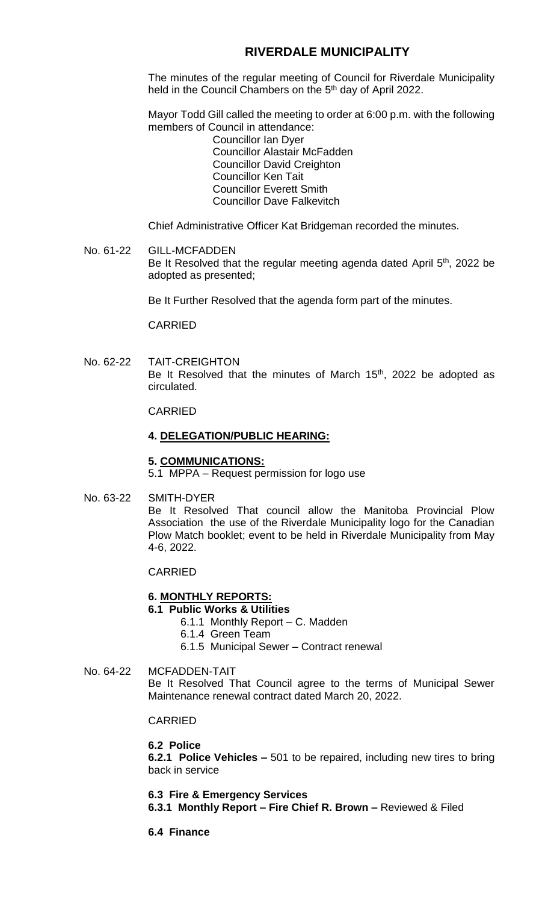# RIVERDALE MUNICIPALITY

The minutes of the regular meeting of Council for Riverdale Municipality held in the Council Chambers on the 5th day of April 2022.

Mayor Todd Gill called the meeting to order at 6:00 p.m. with the following members of Council in attendance:

Councillor Ian Dyer
Councillor Alastair McFadden
Councillor David Creighton
Councillor Ken Tait
Councillor Everett Smith
Councillor Dave Falkevitch

Chief Administrative Officer Kat Bridgeman recorded the minutes.

No. 61-22 GILL-MCFADDEN

Be It Resolved that the regular meeting agenda dated April 5th, 2022 be adopted as presented;

Be It Further Resolved that the agenda form part of the minutes.

CARRIED

No. 62-22 TAIT-CREIGHTON

Be It Resolved that the minutes of March 15th, 2022 be adopted as circulated.

CARRIED

**4. DELEGATION/PUBLIC HEARING:**

**5. COMMUNICATIONS:**

5.1 MPPA – Request permission for logo use

No. 63-22 SMITH-DYER

Be It Resolved That council allow the Manitoba Provincial Plow Association the use of the Riverdale Municipality logo for the Canadian Plow Match booklet; event to be held in Riverdale Municipality from May 4-6, 2022.

CARRIED

**6. MONTHLY REPORTS:**

**6.1 Public Works & Utilities**

- 6.1.1 Monthly Report – C. Madden
- 6.1.4 Green Team
- 6.1.5 Municipal Sewer – Contract renewal

No. 64-22 MCFADDEN-TAIT

Be It Resolved That Council agree to the terms of Municipal Sewer Maintenance renewal contract dated March 20, 2022.

CARRIED

**6.2 Police**

**6.2.1 Police Vehicles –** 501 to be repaired, including new tires to bring back in service

**6.3 Fire & Emergency Services**

**6.3.1 Monthly Report – Fire Chief R. Brown –** Reviewed & Filed

**6.4 Finance**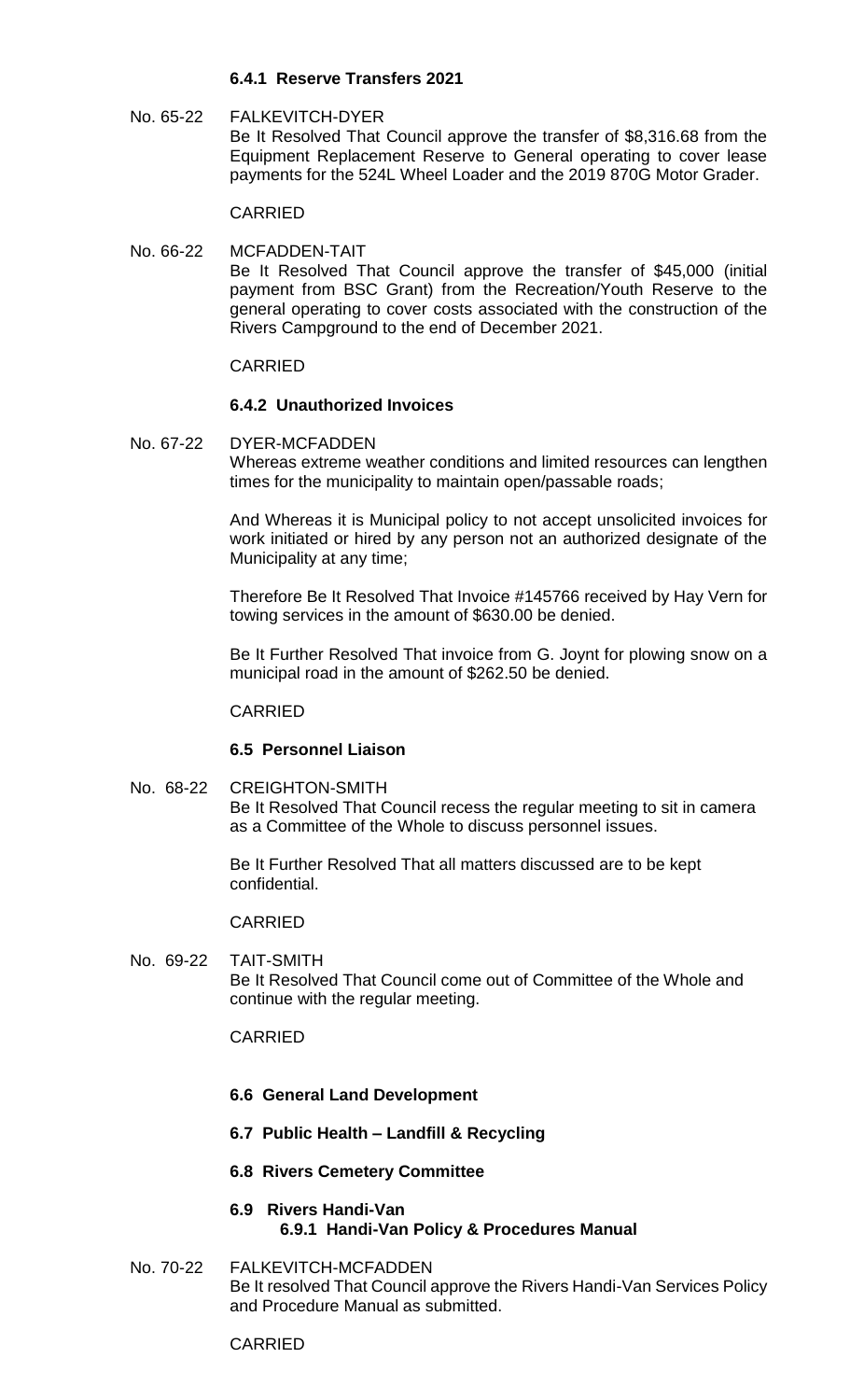#### 6.4.1 Reserve Transfers 2021

No. 65-22 FALKEVITCH-DYER

Be It Resolved That Council approve the transfer of $8,316.68 from the Equipment Replacement Reserve to General operating to cover lease payments for the 524L Wheel Loader and the 2019 870G Motor Grader.

CARRIED

No. 66-22 MCFADDEN-TAIT

Be It Resolved That Council approve the transfer of $45,000 (initial payment from BSC Grant) from the Recreation/Youth Reserve to the general operating to cover costs associated with the construction of the Rivers Campground to the end of December 2021.

CARRIED

#### 6.4.2 Unauthorized Invoices

No. 67-22 DYER-MCFADDEN

Whereas extreme weather conditions and limited resources can lengthen times for the municipality to maintain open/passable roads;

And Whereas it is Municipal policy to not accept unsolicited invoices for work initiated or hired by any person not an authorized designate of the Municipality at any time;

Therefore Be It Resolved That Invoice #145766 received by Hay Vern for towing services in the amount of $630.00 be denied.

Be It Further Resolved That invoice from G. Joynt for plowing snow on a municipal road in the amount of $262.50 be denied.

CARRIED

### 6.5 Personnel Liaison

No. 68-22 CREIGHTON-SMITH

Be It Resolved That Council recess the regular meeting to sit in camera as a Committee of the Whole to discuss personnel issues.

Be It Further Resolved That all matters discussed are to be kept confidential.

CARRIED

No. 69-22 TAIT-SMITH

Be It Resolved That Council come out of Committee of the Whole and continue with the regular meeting.

CARRIED

### 6.6 General Land Development

### 6.7 Public Health – Landfill & Recycling

### 6.8 Rivers Cemetery Committee

### 6.9 Rivers Handi-Van

#### 6.9.1 Handi-Van Policy & Procedures Manual

No. 70-22 FALKEVITCH-MCFADDEN

Be It resolved That Council approve the Rivers Handi-Van Services Policy and Procedure Manual as submitted.

CARRIED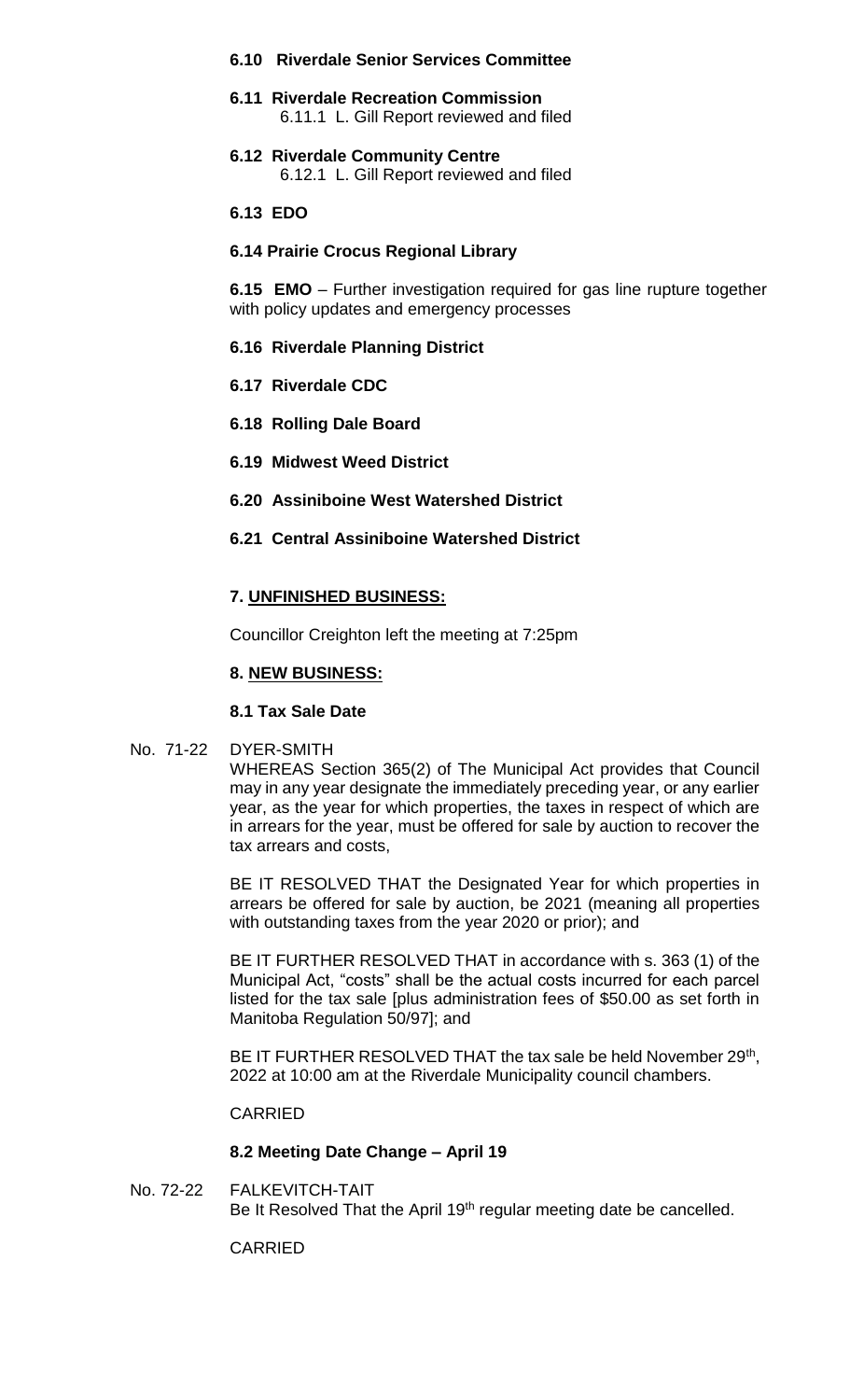**6.10 Riverdale Senior Services Committee**

**6.11 Riverdale Recreation Commission**
6.11.1 L. Gill Report reviewed and filed

**6.12 Riverdale Community Centre**
6.12.1 L. Gill Report reviewed and filed

**6.13 EDO**

**6.14 Prairie Crocus Regional Library**

**6.15 EMO** – Further investigation required for gas line rupture together with policy updates and emergency processes

**6.16 Riverdale Planning District**

**6.17 Riverdale CDC**

**6.18 Rolling Dale Board**

**6.19 Midwest Weed District**

**6.20 Assiniboine West Watershed District**

**6.21 Central Assiniboine Watershed District**

**7. UNFINISHED BUSINESS:**

Councillor Creighton left the meeting at 7:25pm

**8. NEW BUSINESS:**

**8.1 Tax Sale Date**

No. 71-22 DYER-SMITH

WHEREAS Section 365(2) of The Municipal Act provides that Council may in any year designate the immediately preceding year, or any earlier year, as the year for which properties, the taxes in respect of which are in arrears for the year, must be offered for sale by auction to recover the tax arrears and costs,

BE IT RESOLVED THAT the Designated Year for which properties in arrears be offered for sale by auction, be 2021 (meaning all properties with outstanding taxes from the year 2020 or prior); and

BE IT FURTHER RESOLVED THAT in accordance with s. 363 (1) of the Municipal Act, "costs" shall be the actual costs incurred for each parcel listed for the tax sale [plus administration fees of $50.00 as set forth in Manitoba Regulation 50/97]; and

BE IT FURTHER RESOLVED THAT the tax sale be held November 29th, 2022 at 10:00 am at the Riverdale Municipality council chambers.

CARRIED

**8.2 Meeting Date Change – April 19**

No. 72-22 FALKEVITCH-TAIT

Be It Resolved That the April 19th regular meeting date be cancelled.

CARRIED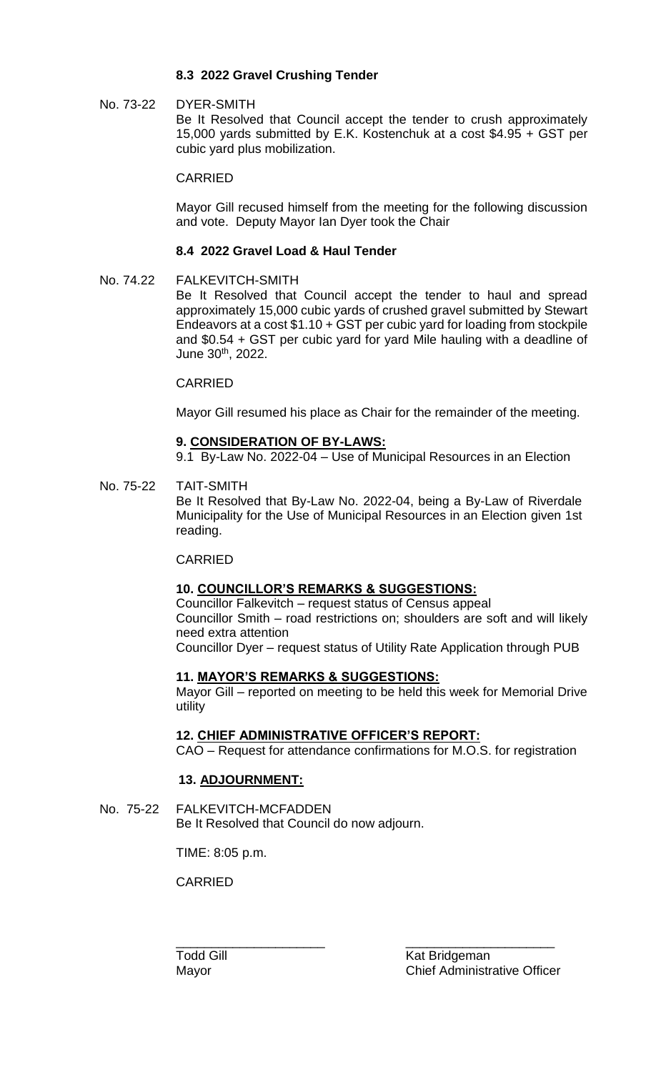### 8.3 2022 Gravel Crushing Tender

No. 73-22 DYER-SMITH

Be It Resolved that Council accept the tender to crush approximately 15,000 yards submitted by E.K. Kostenchuk at a cost $4.95 + GST per cubic yard plus mobilization.

CARRIED

Mayor Gill recused himself from the meeting for the following discussion and vote. Deputy Mayor Ian Dyer took the Chair

### 8.4 2022 Gravel Load & Haul Tender

No. 74.22 FALKEVITCH-SMITH

Be It Resolved that Council accept the tender to haul and spread approximately 15,000 cubic yards of crushed gravel submitted by Stewart Endeavors at a cost $1.10 + GST per cubic yard for loading from stockpile and $0.54 + GST per cubic yard for yard Mile hauling with a deadline of June 30th, 2022.

CARRIED

Mayor Gill resumed his place as Chair for the remainder of the meeting.

### 9. CONSIDERATION OF BY-LAWS:

9.1 By-Law No. 2022-04 – Use of Municipal Resources in an Election

No. 75-22 TAIT-SMITH

Be It Resolved that By-Law No. 2022-04, being a By-Law of Riverdale Municipality for the Use of Municipal Resources in an Election given 1st reading.

CARRIED

### 10. COUNCILLOR'S REMARKS & SUGGESTIONS:

Councillor Falkevitch – request status of Census appeal

Councillor Smith – road restrictions on; shoulders are soft and will likely need extra attention

Councillor Dyer – request status of Utility Rate Application through PUB

### 11. MAYOR'S REMARKS & SUGGESTIONS:

Mayor Gill – reported on meeting to be held this week for Memorial Drive utility

### 12. CHIEF ADMINISTRATIVE OFFICER'S REPORT:

CAO – Request for attendance confirmations for M.O.S. for registration

### 13. ADJOURNMENT:

No. 75-22 FALKEVITCH-MCFADDEN

Be It Resolved that Council do now adjourn.

TIME: 8:05 p.m.

CARRIED

\_\_\_\_\_\_\_\_\_\_\_\_\_\_\_\_\_\_\_\_\_\_ \_\_\_\_\_\_\_\_\_\_\_\_\_\_\_\_\_\_\_\_\_\_

Todd Gill
Mayor

Kat Bridgeman
Chief Administrative Officer